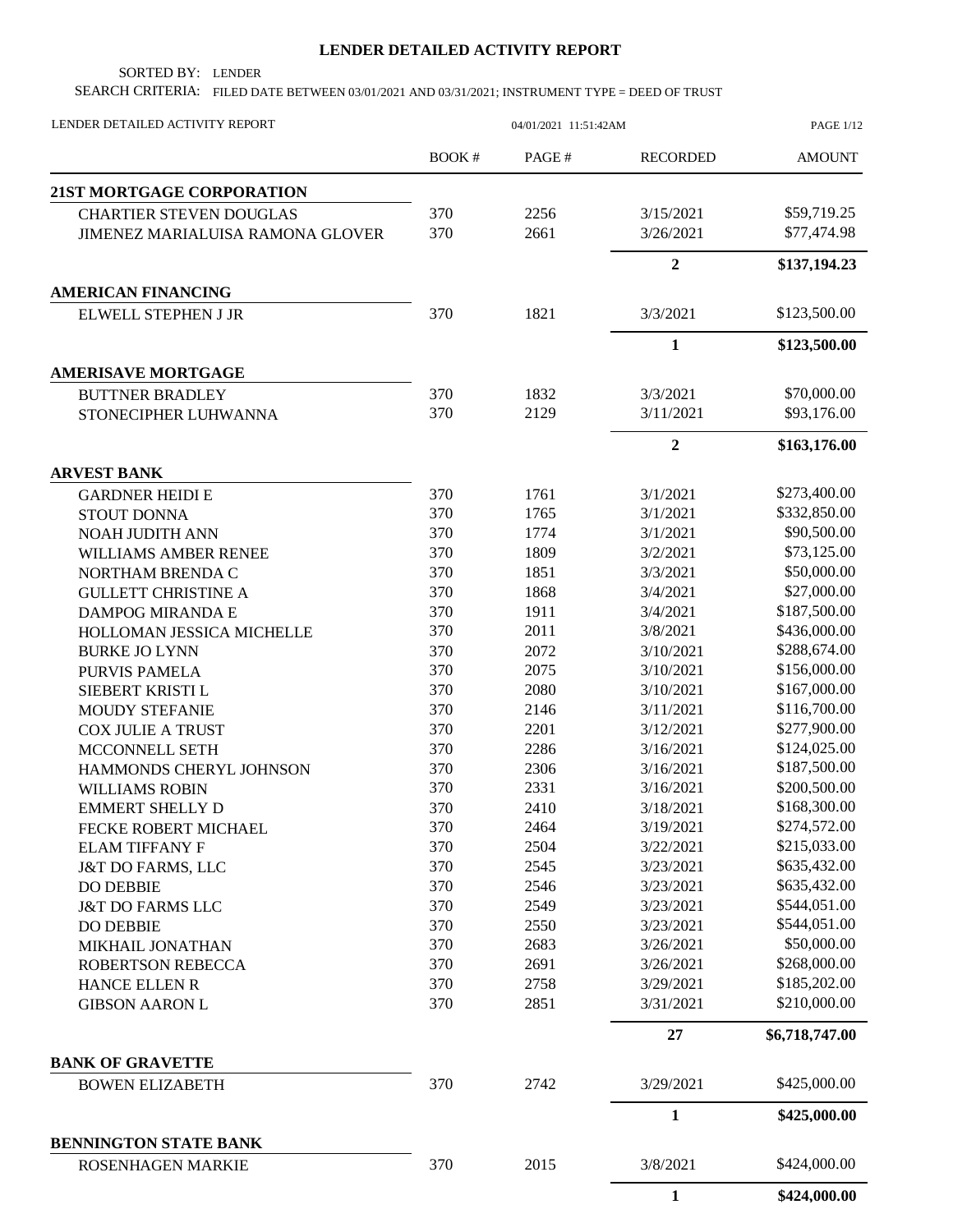# LENDER DETAILED ACTIVITY REPORT

SORTED BY: LENDER

SEARCH CRITERIA: FILED DATE BETWEEN 03/01/2021 AND 03/31/2021; INSTRUMENT TYPE = DEED OF TRUST

LENDER DETAILED ACTIVITY REPORT 04/01/2021 11:51:42AM

| | BOOK # | PAGE # | RECORDED | AMOUNT |
|---|---|---|---|---|
| **21ST MORTGAGE CORPORATION** | | | | |
| CHARTIER STEVEN DOUGLAS | 370 | 2256 | 3/15/2021 | \$59,719.25 |
| JIMENEZ MARIALUISA RAMONA GLOVER | 370 | 2661 | 3/26/2021 | \$77,474.98 |
| | | | **2** | **\$137,194.23** |
| **AMERICAN FINANCING** | | | | |
| ELWELL STEPHEN J JR | 370 | 1821 | 3/3/2021 | \$123,500.00 |
| | | | **1** | **\$123,500.00** |
| **AMERISAVE MORTGAGE** | | | | |
| BUTTNER BRADLEY | 370 | 1832 | 3/3/2021 | \$70,000.00 |
| STONECIPHER LUHWANNA | 370 | 2129 | 3/11/2021 | \$93,176.00 |
| | | | **2** | **\$163,176.00** |
| **ARVEST BANK** | | | | |
| GARDNER HEIDI E | 370 | 1761 | 3/1/2021 | \$273,400.00 |
| STOUT DONNA | 370 | 1765 | 3/1/2021 | \$332,850.00 |
| NOAH JUDITH ANN | 370 | 1774 | 3/1/2021 | \$90,500.00 |
| WILLIAMS AMBER RENEE | 370 | 1809 | 3/2/2021 | \$73,125.00 |
| NORTHAM BRENDA C | 370 | 1851 | 3/3/2021 | \$50,000.00 |
| GULLETT CHRISTINE A | 370 | 1868 | 3/4/2021 | \$27,000.00 |
| DAMPOG MIRANDA E | 370 | 1911 | 3/4/2021 | \$187,500.00 |
| HOLLOMAN JESSICA MICHELLE | 370 | 2011 | 3/8/2021 | \$436,000.00 |
| BURKE JO LYNN | 370 | 2072 | 3/10/2021 | \$288,674.00 |
| PURVIS PAMELA | 370 | 2075 | 3/10/2021 | \$156,000.00 |
| SIEBERT KRISTI L | 370 | 2080 | 3/10/2021 | \$167,000.00 |
| MOUDY STEFANIE | 370 | 2146 | 3/11/2021 | \$116,700.00 |
| COX JULIE A TRUST | 370 | 2201 | 3/12/2021 | \$277,900.00 |
| MCCONNELL SETH | 370 | 2286 | 3/16/2021 | \$124,025.00 |
| HAMMONDS CHERYL JOHNSON | 370 | 2306 | 3/16/2021 | \$187,500.00 |
| WILLIAMS ROBIN | 370 | 2331 | 3/16/2021 | \$200,500.00 |
| EMMERT SHELLY D | 370 | 2410 | 3/18/2021 | \$168,300.00 |
| FECKE ROBERT MICHAEL | 370 | 2464 | 3/19/2021 | \$274,572.00 |
| ELAM TIFFANY F | 370 | 2504 | 3/22/2021 | \$215,033.00 |
| J&T DO FARMS, LLC | 370 | 2545 | 3/23/2021 | \$635,432.00 |
| DO DEBBIE | 370 | 2546 | 3/23/2021 | \$635,432.00 |
| J&T DO FARMS LLC | 370 | 2549 | 3/23/2021 | \$544,051.00 |
| DO DEBBIE | 370 | 2550 | 3/23/2021 | \$544,051.00 |
| MIKHAIL JONATHAN | 370 | 2683 | 3/26/2021 | \$50,000.00 |
| ROBERTSON REBECCA | 370 | 2691 | 3/26/2021 | \$268,000.00 |
| HANCE ELLEN R | 370 | 2758 | 3/29/2021 | \$185,202.00 |
| GIBSON AARON L | 370 | 2851 | 3/31/2021 | \$210,000.00 |
| | | | **27** | **\$6,718,747.00** |
| **BANK OF GRAVETTE** | | | | |
| BOWEN ELIZABETH | 370 | 2742 | 3/29/2021 | \$425,000.00 |
| | | | **1** | **\$425,000.00** |
| **BENNINGTON STATE BANK** | | | | |
| ROSENHAGEN MARKIE | 370 | 2015 | 3/8/2021 | \$424,000.00 |
| | | | **1** | **\$424,000.00** |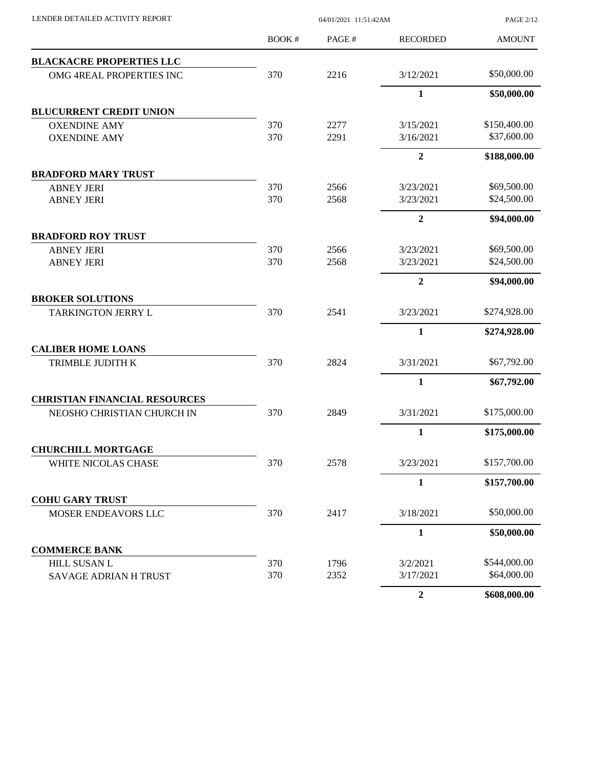| | BOOK # | PAGE # | RECORDED | AMOUNT |
|---|---|---|---|---|
| **BLACKACRE PROPERTIES LLC** | | | | |
| OMG 4REAL PROPERTIES INC | 370 | 2216 | 3/12/2021 | $50,000.00 |
| | | | **1** | **$50,000.00** |
| **BLUCURRENT CREDIT UNION** | | | | |
| OXENDINE AMY | 370 | 2277 | 3/15/2021 | $150,400.00 |
| OXENDINE AMY | 370 | 2291 | 3/16/2021 | $37,600.00 |
| | | | **2** | **$188,000.00** |
| **BRADFORD MARY TRUST** | | | | |
| ABNEY JERI | 370 | 2566 | 3/23/2021 | $69,500.00 |
| ABNEY JERI | 370 | 2568 | 3/23/2021 | $24,500.00 |
| | | | **2** | **$94,000.00** |
| **BRADFORD ROY TRUST** | | | | |
| ABNEY JERI | 370 | 2566 | 3/23/2021 | $69,500.00 |
| ABNEY JERI | 370 | 2568 | 3/23/2021 | $24,500.00 |
| | | | **2** | **$94,000.00** |
| **BROKER SOLUTIONS** | | | | |
| TARKINGTON JERRY L | 370 | 2541 | 3/23/2021 | $274,928.00 |
| | | | **1** | **$274,928.00** |
| **CALIBER HOME LOANS** | | | | |
| TRIMBLE JUDITH K | 370 | 2824 | 3/31/2021 | $67,792.00 |
| | | | **1** | **$67,792.00** |
| **CHRISTIAN FINANCIAL RESOURCES** | | | | |
| NEOSHO CHRISTIAN CHURCH IN | 370 | 2849 | 3/31/2021 | $175,000.00 |
| | | | **1** | **$175,000.00** |
| **CHURCHILL MORTGAGE** | | | | |
| WHITE NICOLAS CHASE | 370 | 2578 | 3/23/2021 | $157,700.00 |
| | | | **1** | **$157,700.00** |
| **COHU GARY TRUST** | | | | |
| MOSER ENDEAVORS LLC | 370 | 2417 | 3/18/2021 | $50,000.00 |
| | | | **1** | **$50,000.00** |
| **COMMERCE BANK** | | | | |
| HILL SUSAN L | 370 | 1796 | 3/2/2021 | $544,000.00 |
| SAVAGE ADRIAN H TRUST | 370 | 2352 | 3/17/2021 | $64,000.00 |
| | | | **2** | **$608,000.00** |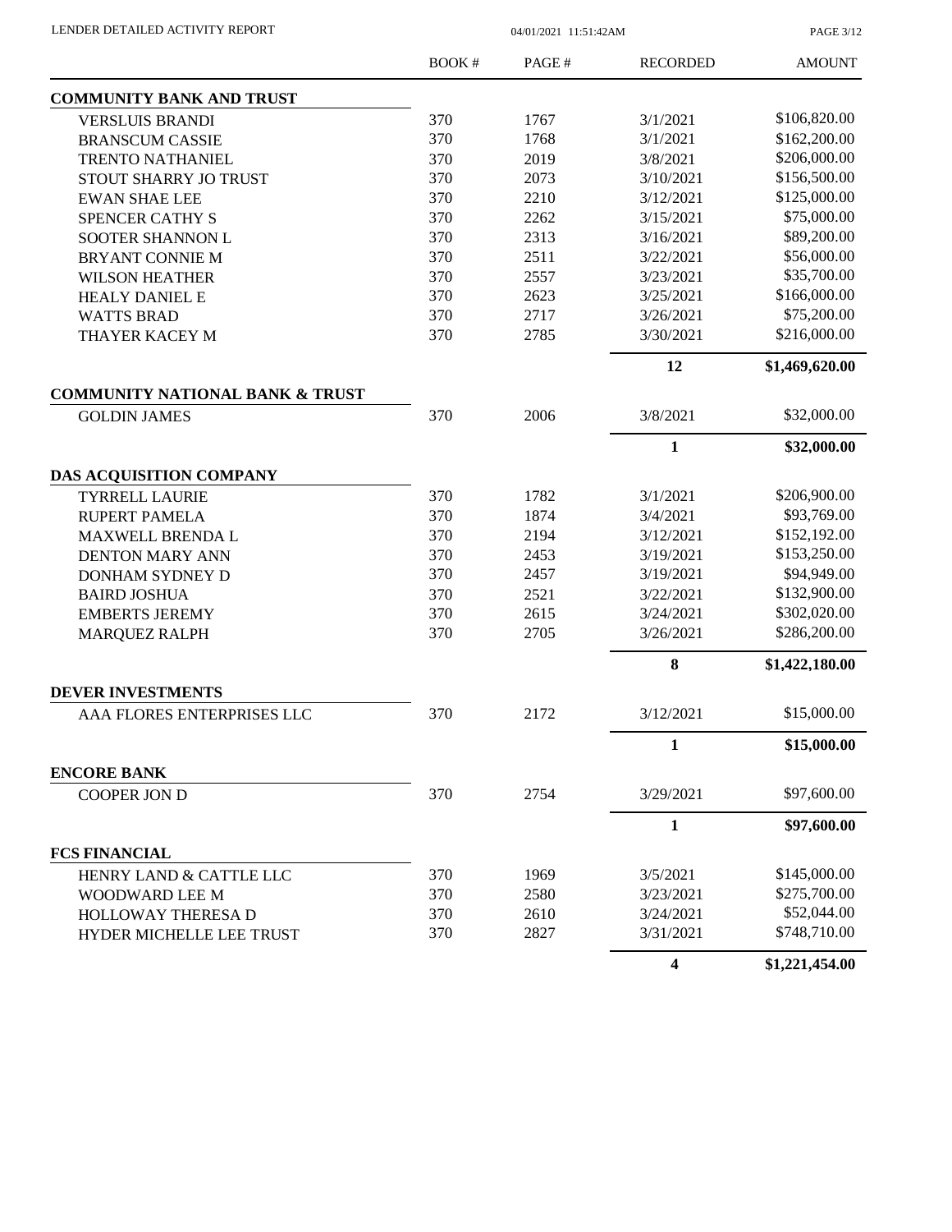| | BOOK # | PAGE # | RECORDED | AMOUNT |
|---|---|---|---|---|
| **COMMUNITY BANK AND TRUST** | | | | |
| VERSLUIS BRANDI | 370 | 1767 | 3/1/2021 | $106,820.00 |
| BRANSCUM CASSIE | 370 | 1768 | 3/1/2021 | $162,200.00 |
| TRENTO NATHANIEL | 370 | 2019 | 3/8/2021 | $206,000.00 |
| STOUT SHARRY JO TRUST | 370 | 2073 | 3/10/2021 | $156,500.00 |
| EWAN SHAE LEE | 370 | 2210 | 3/12/2021 | $125,000.00 |
| SPENCER CATHY S | 370 | 2262 | 3/15/2021 | $75,000.00 |
| SOOTER SHANNON L | 370 | 2313 | 3/16/2021 | $89,200.00 |
| BRYANT CONNIE M | 370 | 2511 | 3/22/2021 | $56,000.00 |
| WILSON HEATHER | 370 | 2557 | 3/23/2021 | $35,700.00 |
| HEALY DANIEL E | 370 | 2623 | 3/25/2021 | $166,000.00 |
| WATTS BRAD | 370 | 2717 | 3/26/2021 | $75,200.00 |
| THAYER KACEY M | 370 | 2785 | 3/30/2021 | $216,000.00 |
| | | | **12** | **$1,469,620.00** |
| **COMMUNITY NATIONAL BANK & TRUST** | | | | |
| GOLDIN JAMES | 370 | 2006 | 3/8/2021 | $32,000.00 |
| | | | **1** | **$32,000.00** |
| **DAS ACQUISITION COMPANY** | | | | |
| TYRRELL LAURIE | 370 | 1782 | 3/1/2021 | $206,900.00 |
| RUPERT PAMELA | 370 | 1874 | 3/4/2021 | $93,769.00 |
| MAXWELL BRENDA L | 370 | 2194 | 3/12/2021 | $152,192.00 |
| DENTON MARY ANN | 370 | 2453 | 3/19/2021 | $153,250.00 |
| DONHAM SYDNEY D | 370 | 2457 | 3/19/2021 | $94,949.00 |
| BAIRD JOSHUA | 370 | 2521 | 3/22/2021 | $132,900.00 |
| EMBERTS JEREMY | 370 | 2615 | 3/24/2021 | $302,020.00 |
| MARQUEZ RALPH | 370 | 2705 | 3/26/2021 | $286,200.00 |
| | | | **8** | **$1,422,180.00** |
| **DEVER INVESTMENTS** | | | | |
| AAA FLORES ENTERPRISES LLC | 370 | 2172 | 3/12/2021 | $15,000.00 |
| | | | **1** | **$15,000.00** |
| **ENCORE BANK** | | | | |
| COOPER JON D | 370 | 2754 | 3/29/2021 | $97,600.00 |
| | | | **1** | **$97,600.00** |
| **FCS FINANCIAL** | | | | |
| HENRY LAND & CATTLE LLC | 370 | 1969 | 3/5/2021 | $145,000.00 |
| WOODWARD LEE M | 370 | 2580 | 3/23/2021 | $275,700.00 |
| HOLLOWAY THERESA D | 370 | 2610 | 3/24/2021 | $52,044.00 |
| HYDER MICHELLE LEE TRUST | 370 | 2827 | 3/31/2021 | $748,710.00 |
| | | | **4** | **$1,221,454.00** |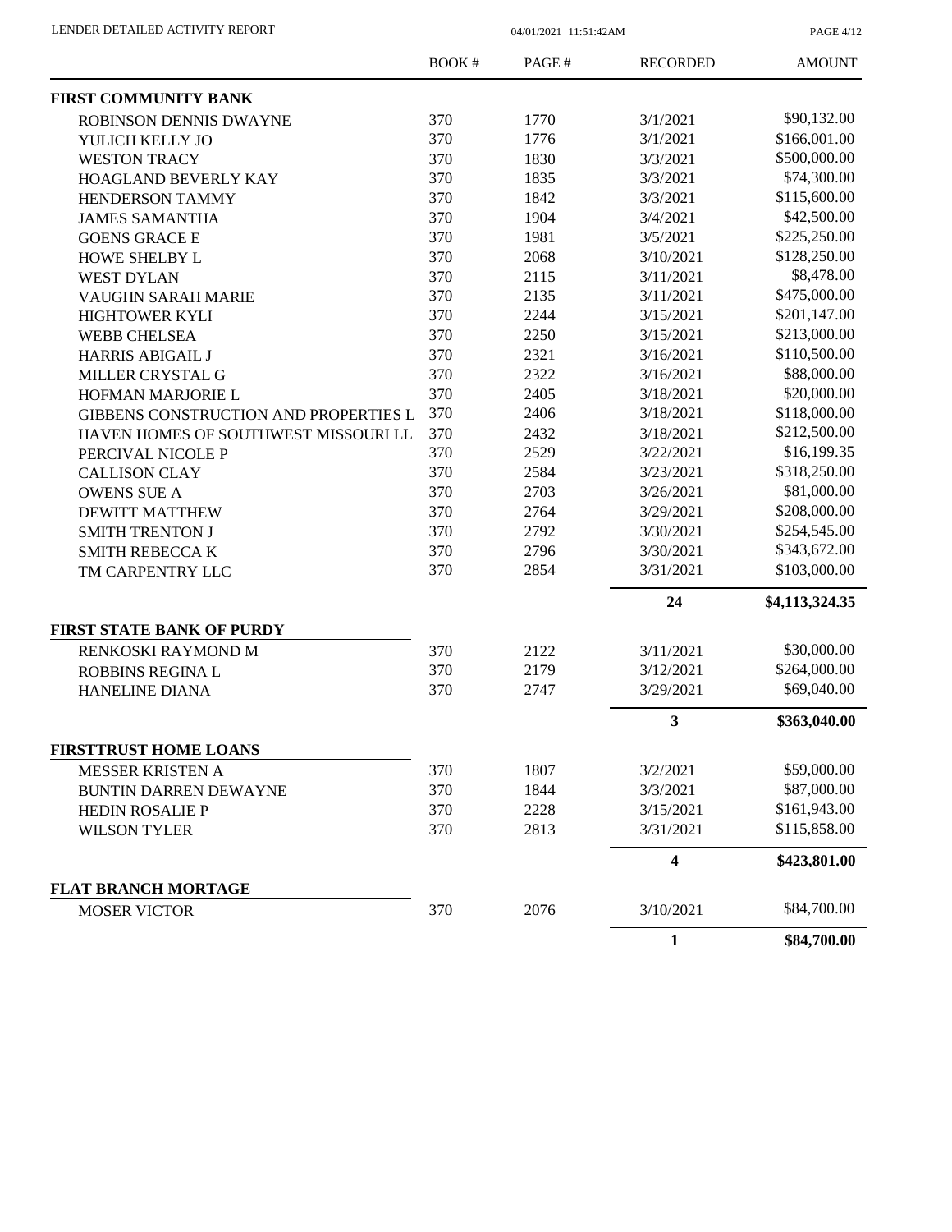| | BOOK # | PAGE # | RECORDED | AMOUNT |
|---|---|---|---|---|
| **FIRST COMMUNITY BANK** | | | | |
| ROBINSON DENNIS DWAYNE | 370 | 1770 | 3/1/2021 | $90,132.00 |
| YULICH KELLY JO | 370 | 1776 | 3/1/2021 | $166,001.00 |
| WESTON TRACY | 370 | 1830 | 3/3/2021 | $500,000.00 |
| HOAGLAND BEVERLY KAY | 370 | 1835 | 3/3/2021 | $74,300.00 |
| HENDERSON TAMMY | 370 | 1842 | 3/3/2021 | $115,600.00 |
| JAMES SAMANTHA | 370 | 1904 | 3/4/2021 | $42,500.00 |
| GOENS GRACE E | 370 | 1981 | 3/5/2021 | $225,250.00 |
| HOWE SHELBY L | 370 | 2068 | 3/10/2021 | $128,250.00 |
| WEST DYLAN | 370 | 2115 | 3/11/2021 | $8,478.00 |
| VAUGHN SARAH MARIE | 370 | 2135 | 3/11/2021 | $475,000.00 |
| HIGHTOWER KYLI | 370 | 2244 | 3/15/2021 | $201,147.00 |
| WEBB CHELSEA | 370 | 2250 | 3/15/2021 | $213,000.00 |
| HARRIS ABIGAIL J | 370 | 2321 | 3/16/2021 | $110,500.00 |
| MILLER CRYSTAL G | 370 | 2322 | 3/16/2021 | $88,000.00 |
| HOFMAN MARJORIE L | 370 | 2405 | 3/18/2021 | $20,000.00 |
| GIBBENS CONSTRUCTION AND PROPERTIES L | 370 | 2406 | 3/18/2021 | $118,000.00 |
| HAVEN HOMES OF SOUTHWEST MISSOURI LL | 370 | 2432 | 3/18/2021 | $212,500.00 |
| PERCIVAL NICOLE P | 370 | 2529 | 3/22/2021 | $16,199.35 |
| CALLISON CLAY | 370 | 2584 | 3/23/2021 | $318,250.00 |
| OWENS SUE A | 370 | 2703 | 3/26/2021 | $81,000.00 |
| DEWITT MATTHEW | 370 | 2764 | 3/29/2021 | $208,000.00 |
| SMITH TRENTON J | 370 | 2792 | 3/30/2021 | $254,545.00 |
| SMITH REBECCA K | 370 | 2796 | 3/30/2021 | $343,672.00 |
| TM CARPENTRY LLC | 370 | 2854 | 3/31/2021 | $103,000.00 |
| | | | **24** | **$4,113,324.35** |
| **FIRST STATE BANK OF PURDY** | | | | |
| RENKOSKI RAYMOND M | 370 | 2122 | 3/11/2021 | $30,000.00 |
| ROBBINS REGINA L | 370 | 2179 | 3/12/2021 | $264,000.00 |
| HANELINE DIANA | 370 | 2747 | 3/29/2021 | $69,040.00 |
| | | | **3** | **$363,040.00** |
| **FIRSTTRUST HOME LOANS** | | | | |
| MESSER KRISTEN A | 370 | 1807 | 3/2/2021 | $59,000.00 |
| BUNTIN DARREN DEWAYNE | 370 | 1844 | 3/3/2021 | $87,000.00 |
| HEDIN ROSALIE P | 370 | 2228 | 3/15/2021 | $161,943.00 |
| WILSON TYLER | 370 | 2813 | 3/31/2021 | $115,858.00 |
| | | | **4** | **$423,801.00** |
| **FLAT BRANCH MORTAGE** | | | | |
| MOSER VICTOR | 370 | 2076 | 3/10/2021 | $84,700.00 |
| | | | **1** | **$84,700.00** |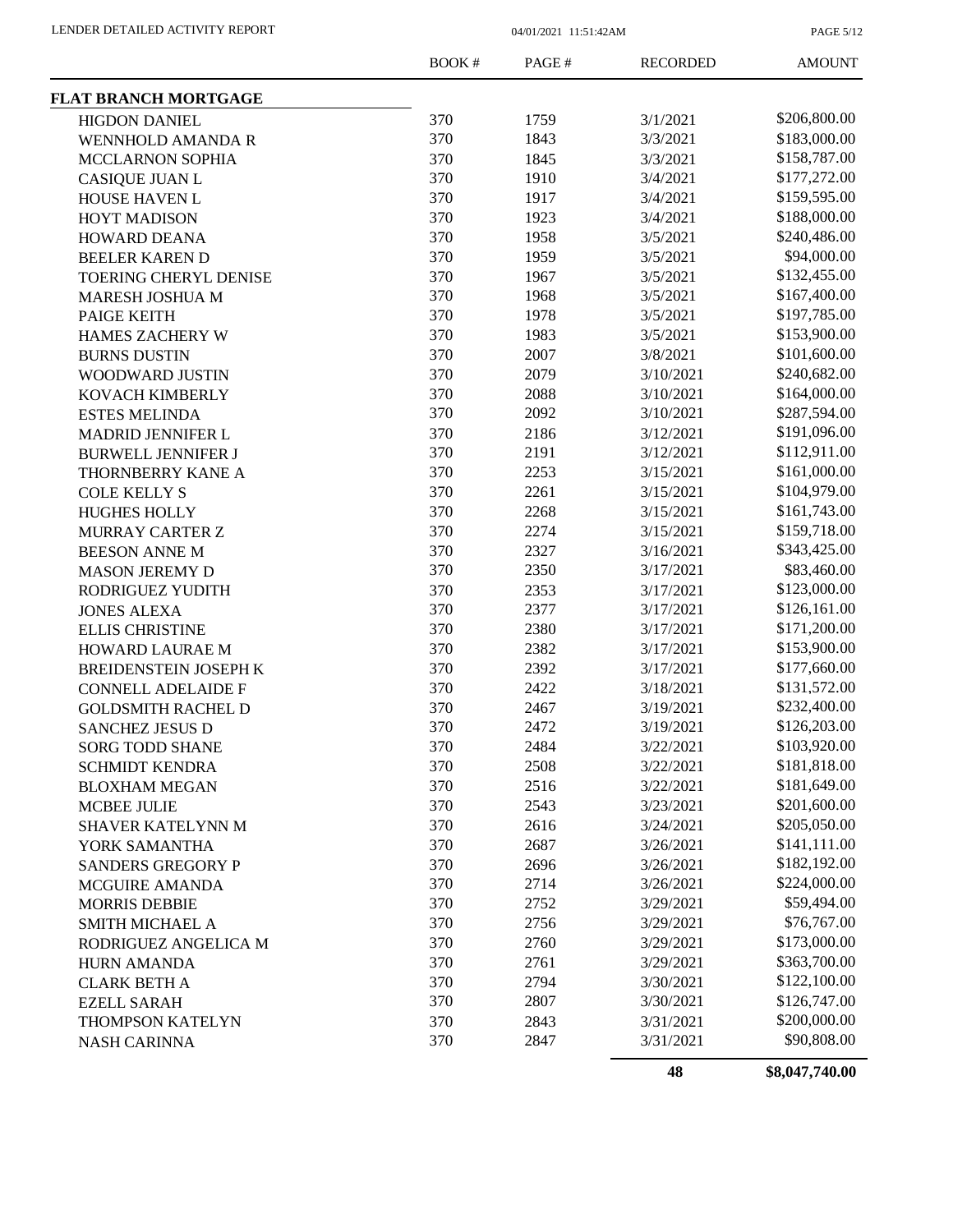LENDER DETAILED ACTIVITY REPORT

04/01/2021 11:51:42AM

| | BOOK # | PAGE # | RECORDED | AMOUNT |
|---|---|---|---|---|
| **FLAT BRANCH MORTGAGE** | | | | |
| HIGDON DANIEL | 370 | 1759 | 3/1/2021 | $206,800.00 |
| WENNHOLD AMANDA R | 370 | 1843 | 3/3/2021 | $183,000.00 |
| MCCLARNON SOPHIA | 370 | 1845 | 3/3/2021 | $158,787.00 |
| CASIQUE JUAN L | 370 | 1910 | 3/4/2021 | $177,272.00 |
| HOUSE HAVEN L | 370 | 1917 | 3/4/2021 | $159,595.00 |
| HOYT MADISON | 370 | 1923 | 3/4/2021 | $188,000.00 |
| HOWARD DEANA | 370 | 1958 | 3/5/2021 | $240,486.00 |
| BEELER KAREN D | 370 | 1959 | 3/5/2021 | $94,000.00 |
| TOERING CHERYL DENISE | 370 | 1967 | 3/5/2021 | $132,455.00 |
| MARESH JOSHUA M | 370 | 1968 | 3/5/2021 | $167,400.00 |
| PAIGE KEITH | 370 | 1978 | 3/5/2021 | $197,785.00 |
| HAMES ZACHERY W | 370 | 1983 | 3/5/2021 | $153,900.00 |
| BURNS DUSTIN | 370 | 2007 | 3/8/2021 | $101,600.00 |
| WOODWARD JUSTIN | 370 | 2079 | 3/10/2021 | $240,682.00 |
| KOVACH KIMBERLY | 370 | 2088 | 3/10/2021 | $164,000.00 |
| ESTES MELINDA | 370 | 2092 | 3/10/2021 | $287,594.00 |
| MADRID JENNIFER L | 370 | 2186 | 3/12/2021 | $191,096.00 |
| BURWELL JENNIFER J | 370 | 2191 | 3/12/2021 | $112,911.00 |
| THORNBERRY KANE A | 370 | 2253 | 3/15/2021 | $161,000.00 |
| COLE KELLY S | 370 | 2261 | 3/15/2021 | $104,979.00 |
| HUGHES HOLLY | 370 | 2268 | 3/15/2021 | $161,743.00 |
| MURRAY CARTER Z | 370 | 2274 | 3/15/2021 | $159,718.00 |
| BEESON ANNE M | 370 | 2327 | 3/16/2021 | $343,425.00 |
| MASON JEREMY D | 370 | 2350 | 3/17/2021 | $83,460.00 |
| RODRIGUEZ YUDITH | 370 | 2353 | 3/17/2021 | $123,000.00 |
| JONES ALEXA | 370 | 2377 | 3/17/2021 | $126,161.00 |
| ELLIS CHRISTINE | 370 | 2380 | 3/17/2021 | $171,200.00 |
| HOWARD LAURAE M | 370 | 2382 | 3/17/2021 | $153,900.00 |
| BREIDENSTEIN JOSEPH K | 370 | 2392 | 3/17/2021 | $177,660.00 |
| CONNELL ADELAIDE F | 370 | 2422 | 3/18/2021 | $131,572.00 |
| GOLDSMITH RACHEL D | 370 | 2467 | 3/19/2021 | $232,400.00 |
| SANCHEZ JESUS D | 370 | 2472 | 3/19/2021 | $126,203.00 |
| SORG TODD SHANE | 370 | 2484 | 3/22/2021 | $103,920.00 |
| SCHMIDT KENDRA | 370 | 2508 | 3/22/2021 | $181,818.00 |
| BLOXHAM MEGAN | 370 | 2516 | 3/22/2021 | $181,649.00 |
| MCBEE JULIE | 370 | 2543 | 3/23/2021 | $201,600.00 |
| SHAVER KATELYNN M | 370 | 2616 | 3/24/2021 | $205,050.00 |
| YORK SAMANTHA | 370 | 2687 | 3/26/2021 | $141,111.00 |
| SANDERS GREGORY P | 370 | 2696 | 3/26/2021 | $182,192.00 |
| MCGUIRE AMANDA | 370 | 2714 | 3/26/2021 | $224,000.00 |
| MORRIS DEBBIE | 370 | 2752 | 3/29/2021 | $59,494.00 |
| SMITH MICHAEL A | 370 | 2756 | 3/29/2021 | $76,767.00 |
| RODRIGUEZ ANGELICA M | 370 | 2760 | 3/29/2021 | $173,000.00 |
| HURN AMANDA | 370 | 2761 | 3/29/2021 | $363,700.00 |
| CLARK BETH A | 370 | 2794 | 3/30/2021 | $122,100.00 |
| EZELL SARAH | 370 | 2807 | 3/30/2021 | $126,747.00 |
| THOMPSON KATELYN | 370 | 2843 | 3/31/2021 | $200,000.00 |
| NASH CARINNA | 370 | 2847 | 3/31/2021 | $90,808.00 |
| | | | **48** | **$8,047,740.00** |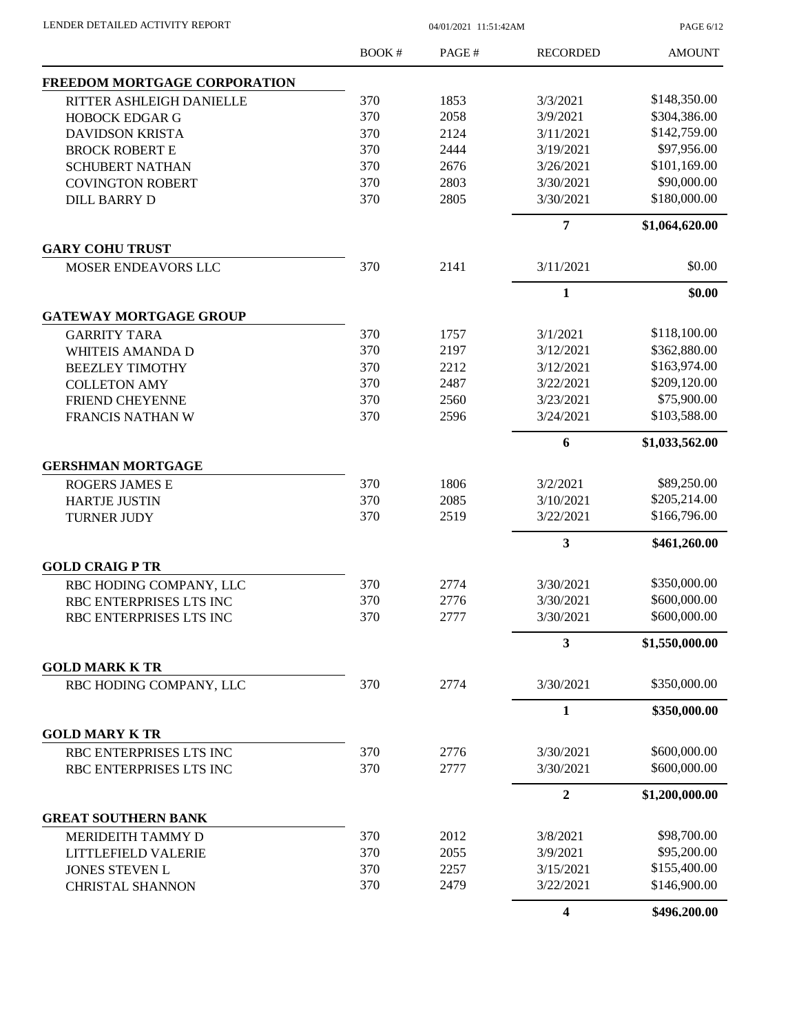LENDER DETAILED ACTIVITY REPORT

04/01/2021 11:51:42AM

| | BOOK # | PAGE # | RECORDED | AMOUNT |
|---|---|---|---|---|
| **FREEDOM MORTGAGE CORPORATION** | | | | |
| RITTER ASHLEIGH DANIELLE | 370 | 1853 | 3/3/2021 | $148,350.00 |
| HOBOCK EDGAR G | 370 | 2058 | 3/9/2021 | $304,386.00 |
| DAVIDSON KRISTA | 370 | 2124 | 3/11/2021 | $142,759.00 |
| BROCK ROBERT E | 370 | 2444 | 3/19/2021 | $97,956.00 |
| SCHUBERT NATHAN | 370 | 2676 | 3/26/2021 | $101,169.00 |
| COVINGTON ROBERT | 370 | 2803 | 3/30/2021 | $90,000.00 |
| DILL BARRY D | 370 | 2805 | 3/30/2021 | $180,000.00 |
| | | | **7** | **$1,064,620.00** |
| **GARY COHU TRUST** | | | | |
| MOSER ENDEAVORS LLC | 370 | 2141 | 3/11/2021 | $0.00 |
| | | | **1** | **$0.00** |
| **GATEWAY MORTGAGE GROUP** | | | | |
| GARRITY TARA | 370 | 1757 | 3/1/2021 | $118,100.00 |
| WHITEIS AMANDA D | 370 | 2197 | 3/12/2021 | $362,880.00 |
| BEEZLEY TIMOTHY | 370 | 2212 | 3/12/2021 | $163,974.00 |
| COLLETON AMY | 370 | 2487 | 3/22/2021 | $209,120.00 |
| FRIEND CHEYENNE | 370 | 2560 | 3/23/2021 | $75,900.00 |
| FRANCIS NATHAN W | 370 | 2596 | 3/24/2021 | $103,588.00 |
| | | | **6** | **$1,033,562.00** |
| **GERSHMAN MORTGAGE** | | | | |
| ROGERS JAMES E | 370 | 1806 | 3/2/2021 | $89,250.00 |
| HARTJE JUSTIN | 370 | 2085 | 3/10/2021 | $205,214.00 |
| TURNER JUDY | 370 | 2519 | 3/22/2021 | $166,796.00 |
| | | | **3** | **$461,260.00** |
| **GOLD CRAIG P TR** | | | | |
| RBC HODING COMPANY, LLC | 370 | 2774 | 3/30/2021 | $350,000.00 |
| RBC ENTERPRISES LTS INC | 370 | 2776 | 3/30/2021 | $600,000.00 |
| RBC ENTERPRISES LTS INC | 370 | 2777 | 3/30/2021 | $600,000.00 |
| | | | **3** | **$1,550,000.00** |
| **GOLD MARK K TR** | | | | |
| RBC HODING COMPANY, LLC | 370 | 2774 | 3/30/2021 | $350,000.00 |
| | | | **1** | **$350,000.00** |
| **GOLD MARY K TR** | | | | |
| RBC ENTERPRISES LTS INC | 370 | 2776 | 3/30/2021 | $600,000.00 |
| RBC ENTERPRISES LTS INC | 370 | 2777 | 3/30/2021 | $600,000.00 |
| | | | **2** | **$1,200,000.00** |
| **GREAT SOUTHERN BANK** | | | | |
| MERIDEITH TAMMY D | 370 | 2012 | 3/8/2021 | $98,700.00 |
| LITTLEFIELD VALERIE | 370 | 2055 | 3/9/2021 | $95,200.00 |
| JONES STEVEN L | 370 | 2257 | 3/15/2021 | $155,400.00 |
| CHRISTAL SHANNON | 370 | 2479 | 3/22/2021 | $146,900.00 |
| | | | **4** | **$496,200.00** |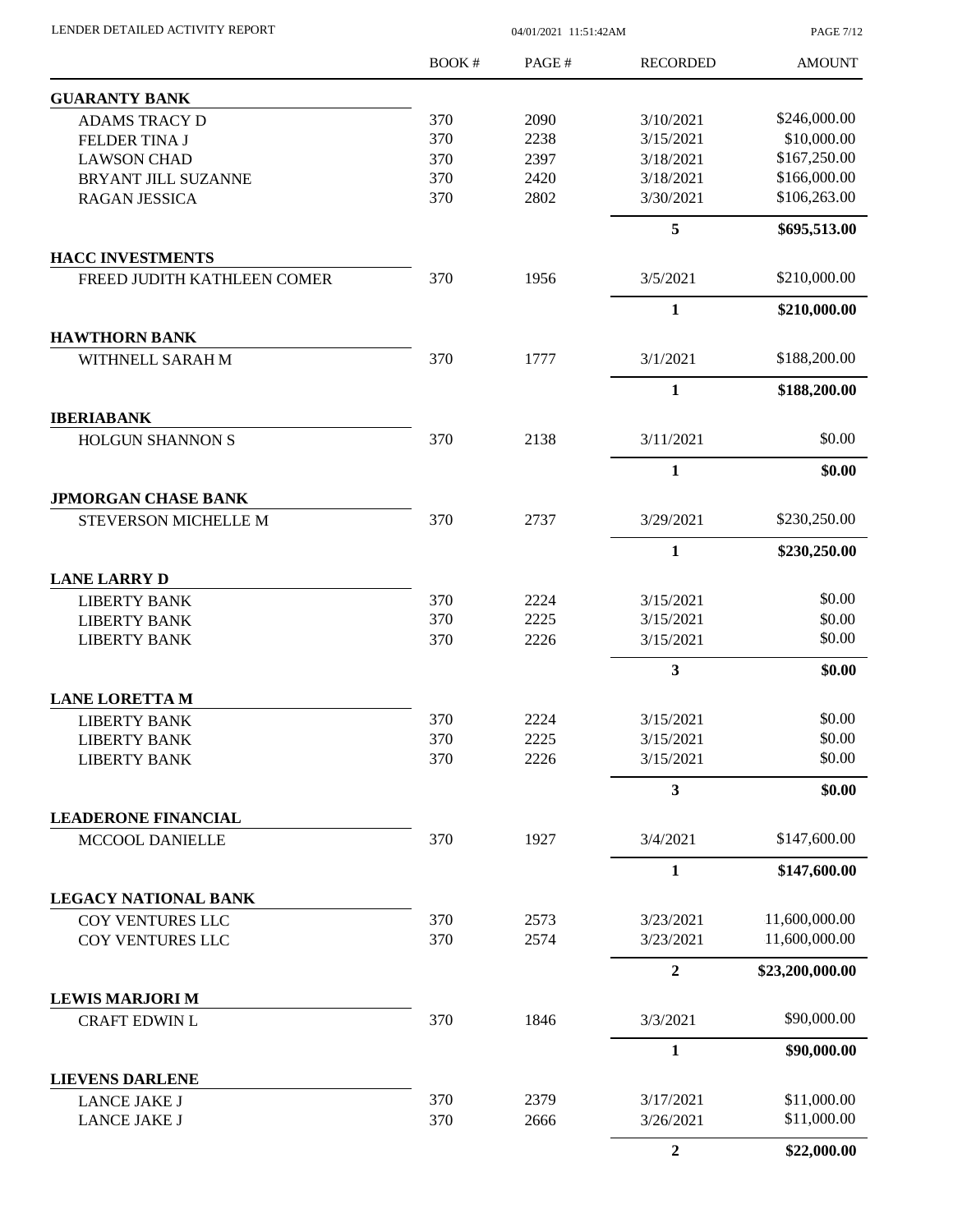LENDER DETAILED ACTIVITY REPORT 04/01/2021 11:51:42AM

| | BOOK # | PAGE # | RECORDED | AMOUNT |
|---|---|---|---|---|
| **GUARANTY BANK** | | | | |
| ADAMS TRACY D | 370 | 2090 | 3/10/2021 | \$246,000.00 |
| FELDER TINA J | 370 | 2238 | 3/15/2021 | \$10,000.00 |
| LAWSON CHAD | 370 | 2397 | 3/18/2021 | \$167,250.00 |
| BRYANT JILL SUZANNE | 370 | 2420 | 3/18/2021 | \$166,000.00 |
| RAGAN JESSICA | 370 | 2802 | 3/30/2021 | \$106,263.00 |
| | | | **5** | **\$695,513.00** |
| **HACC INVESTMENTS** | | | | |
| FREED JUDITH KATHLEEN COMER | 370 | 1956 | 3/5/2021 | \$210,000.00 |
| | | | **1** | **\$210,000.00** |
| **HAWTHORN BANK** | | | | |
| WITHNELL SARAH M | 370 | 1777 | 3/1/2021 | \$188,200.00 |
| | | | **1** | **\$188,200.00** |
| **IBERIABANK** | | | | |
| HOLGUN SHANNON S | 370 | 2138 | 3/11/2021 | \$0.00 |
| | | | **1** | **\$0.00** |
| **JPMORGAN CHASE BANK** | | | | |
| STEVERSON MICHELLE M | 370 | 2737 | 3/29/2021 | \$230,250.00 |
| | | | **1** | **\$230,250.00** |
| **LANE LARRY D** | | | | |
| LIBERTY BANK | 370 | 2224 | 3/15/2021 | \$0.00 |
| LIBERTY BANK | 370 | 2225 | 3/15/2021 | \$0.00 |
| LIBERTY BANK | 370 | 2226 | 3/15/2021 | \$0.00 |
| | | | **3** | **\$0.00** |
| **LANE LORETTA M** | | | | |
| LIBERTY BANK | 370 | 2224 | 3/15/2021 | \$0.00 |
| LIBERTY BANK | 370 | 2225 | 3/15/2021 | \$0.00 |
| LIBERTY BANK | 370 | 2226 | 3/15/2021 | \$0.00 |
| | | | **3** | **\$0.00** |
| **LEADERONE FINANCIAL** | | | | |
| MCCOOL DANIELLE | 370 | 1927 | 3/4/2021 | \$147,600.00 |
| | | | **1** | **\$147,600.00** |
| **LEGACY NATIONAL BANK** | | | | |
| COY VENTURES LLC | 370 | 2573 | 3/23/2021 | 11,600,000.00 |
| COY VENTURES LLC | 370 | 2574 | 3/23/2021 | 11,600,000.00 |
| | | | **2** | **\$23,200,000.00** |
| **LEWIS MARJORI M** | | | | |
| CRAFT EDWIN L | 370 | 1846 | 3/3/2021 | \$90,000.00 |
| | | | **1** | **\$90,000.00** |
| **LIEVENS DARLENE** | | | | |
| LANCE JAKE J | 370 | 2379 | 3/17/2021 | \$11,000.00 |
| LANCE JAKE J | 370 | 2666 | 3/26/2021 | \$11,000.00 |
| | | | **2** | **\$22,000.00** |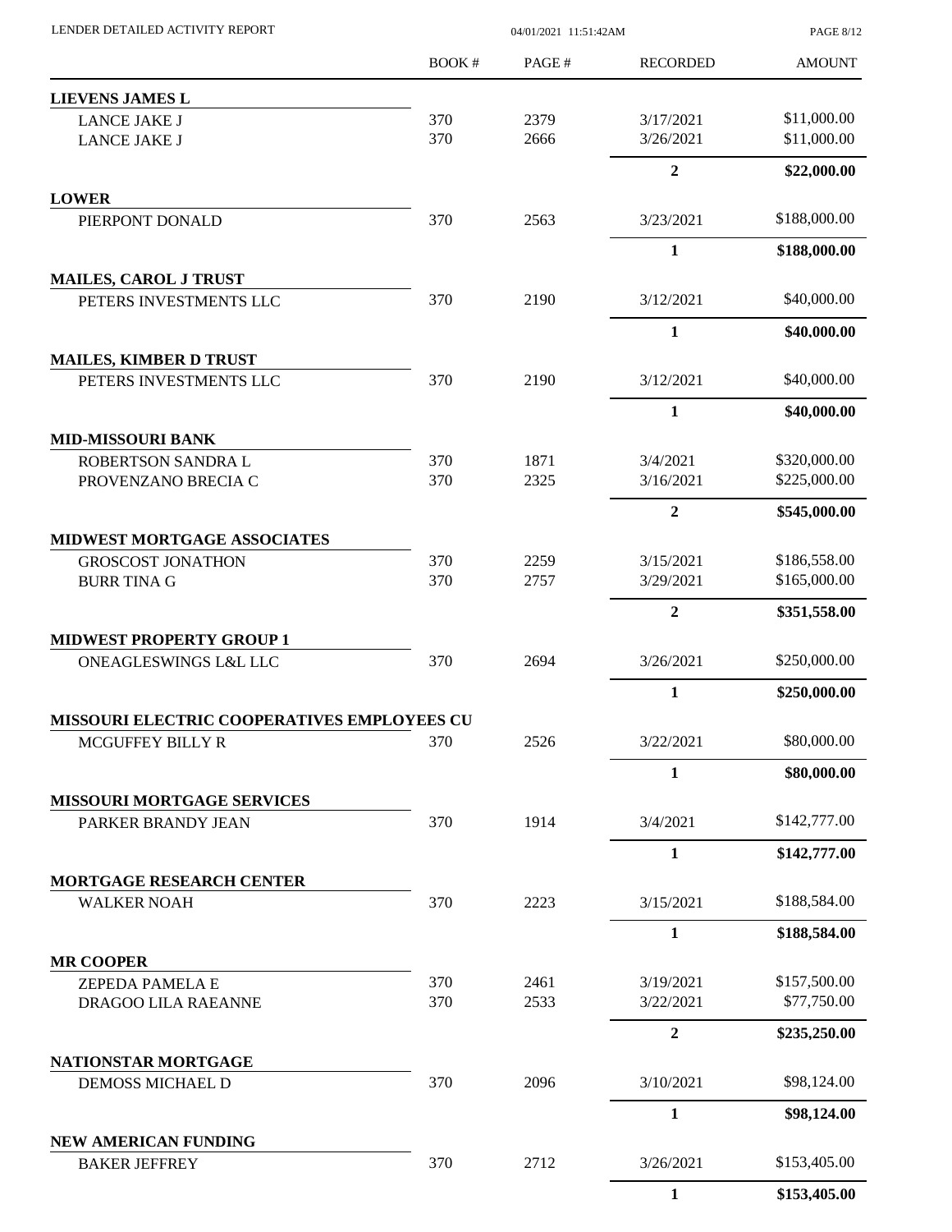| | BOOK # | PAGE # | RECORDED | AMOUNT |
|---|---|---|---|---|
| **LIEVENS JAMES L** | | | | |
| LANCE JAKE J | 370 | 2379 | 3/17/2021 | $11,000.00 |
| LANCE JAKE J | 370 | 2666 | 3/26/2021 | $11,000.00 |
| | | | **2** | **$22,000.00** |
| **LOWER** | | | | |
| PIERPONT DONALD | 370 | 2563 | 3/23/2021 | $188,000.00 |
| | | | **1** | **$188,000.00** |
| **MAILES, CAROL J TRUST** | | | | |
| PETERS INVESTMENTS LLC | 370 | 2190 | 3/12/2021 | $40,000.00 |
| | | | **1** | **$40,000.00** |
| **MAILES, KIMBER D TRUST** | | | | |
| PETERS INVESTMENTS LLC | 370 | 2190 | 3/12/2021 | $40,000.00 |
| | | | **1** | **$40,000.00** |
| **MID-MISSOURI BANK** | | | | |
| ROBERTSON SANDRA L | 370 | 1871 | 3/4/2021 | $320,000.00 |
| PROVENZANO BRECIA C | 370 | 2325 | 3/16/2021 | $225,000.00 |
| | | | **2** | **$545,000.00** |
| **MIDWEST MORTGAGE ASSOCIATES** | | | | |
| GROSCOST JONATHON | 370 | 2259 | 3/15/2021 | $186,558.00 |
| BURR TINA G | 370 | 2757 | 3/29/2021 | $165,000.00 |
| | | | **2** | **$351,558.00** |
| **MIDWEST PROPERTY GROUP 1** | | | | |
| ONEAGLESWINGS L&L LLC | 370 | 2694 | 3/26/2021 | $250,000.00 |
| | | | **1** | **$250,000.00** |
| **MISSOURI ELECTRIC COOPERATIVES EMPLOYEES CU** | | | | |
| MCGUFFEY BILLY R | 370 | 2526 | 3/22/2021 | $80,000.00 |
| | | | **1** | **$80,000.00** |
| **MISSOURI MORTGAGE SERVICES** | | | | |
| PARKER BRANDY JEAN | 370 | 1914 | 3/4/2021 | $142,777.00 |
| | | | **1** | **$142,777.00** |
| **MORTGAGE RESEARCH CENTER** | | | | |
| WALKER NOAH | 370 | 2223 | 3/15/2021 | $188,584.00 |
| | | | **1** | **$188,584.00** |
| **MR COOPER** | | | | |
| ZEPEDA PAMELA E | 370 | 2461 | 3/19/2021 | $157,500.00 |
| DRAGOO LILA RAEANNE | 370 | 2533 | 3/22/2021 | $77,750.00 |
| | | | **2** | **$235,250.00** |
| **NATIONSTAR MORTGAGE** | | | | |
| DEMOSS MICHAEL D | 370 | 2096 | 3/10/2021 | $98,124.00 |
| | | | **1** | **$98,124.00** |
| **NEW AMERICAN FUNDING** | | | | |
| BAKER JEFFREY | 370 | 2712 | 3/26/2021 | $153,405.00 |
| | | | **1** | **$153,405.00** |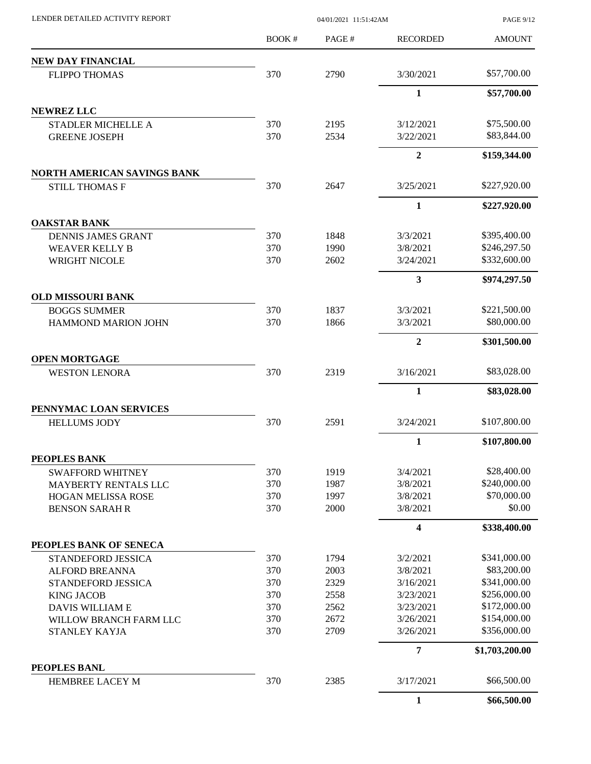# LENDER DETAILED ACTIVITY REPORT

| | BOOK # | PAGE # | RECORDED | AMOUNT |
|---|---|---|---|---|
| **NEW DAY FINANCIAL** | | | | |
| FLIPPO THOMAS | 370 | 2790 | 3/30/2021 | $57,700.00 |
| | | | **1** | **$57,700.00** |
| **NEWREZ LLC** | | | | |
| STADLER MICHELLE A | 370 | 2195 | 3/12/2021 | $75,500.00 |
| GREENE JOSEPH | 370 | 2534 | 3/22/2021 | $83,844.00 |
| | | | **2** | **$159,344.00** |
| **NORTH AMERICAN SAVINGS BANK** | | | | |
| STILL THOMAS F | 370 | 2647 | 3/25/2021 | $227,920.00 |
| | | | **1** | **$227,920.00** |
| **OAKSTAR BANK** | | | | |
| DENNIS JAMES GRANT | 370 | 1848 | 3/3/2021 | $395,400.00 |
| WEAVER KELLY B | 370 | 1990 | 3/8/2021 | $246,297.50 |
| WRIGHT NICOLE | 370 | 2602 | 3/24/2021 | $332,600.00 |
| | | | **3** | **$974,297.50** |
| **OLD MISSOURI BANK** | | | | |
| BOGGS SUMMER | 370 | 1837 | 3/3/2021 | $221,500.00 |
| HAMMOND MARION JOHN | 370 | 1866 | 3/3/2021 | $80,000.00 |
| | | | **2** | **$301,500.00** |
| **OPEN MORTGAGE** | | | | |
| WESTON LENORA | 370 | 2319 | 3/16/2021 | $83,028.00 |
| | | | **1** | **$83,028.00** |
| **PENNYMAC LOAN SERVICES** | | | | |
| HELLUMS JODY | 370 | 2591 | 3/24/2021 | $107,800.00 |
| | | | **1** | **$107,800.00** |
| **PEOPLES BANK** | | | | |
| SWAFFORD WHITNEY | 370 | 1919 | 3/4/2021 | $28,400.00 |
| MAYBERTY RENTALS LLC | 370 | 1987 | 3/8/2021 | $240,000.00 |
| HOGAN MELISSA ROSE | 370 | 1997 | 3/8/2021 | $70,000.00 |
| BENSON SARAH R | 370 | 2000 | 3/8/2021 | $0.00 |
| | | | **4** | **$338,400.00** |
| **PEOPLES BANK OF SENECA** | | | | |
| STANDEFORD JESSICA | 370 | 1794 | 3/2/2021 | $341,000.00 |
| ALFORD BREANNA | 370 | 2003 | 3/8/2021 | $83,200.00 |
| STANDEFORD JESSICA | 370 | 2329 | 3/16/2021 | $341,000.00 |
| KING JACOB | 370 | 2558 | 3/23/2021 | $256,000.00 |
| DAVIS WILLIAM E | 370 | 2562 | 3/23/2021 | $172,000.00 |
| WILLOW BRANCH FARM LLC | 370 | 2672 | 3/26/2021 | $154,000.00 |
| STANLEY KAYJA | 370 | 2709 | 3/26/2021 | $356,000.00 |
| | | | **7** | **$1,703,200.00** |
| **PEOPLES BANL** | | | | |
| HEMBREE LACEY M | 370 | 2385 | 3/17/2021 | $66,500.00 |
| | | | **1** | **$66,500.00** |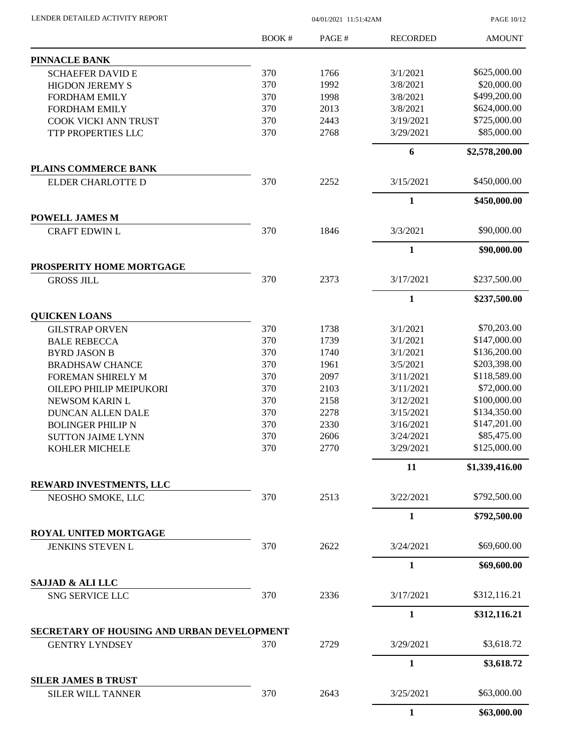| | BOOK # | PAGE # | RECORDED | AMOUNT |
|---|---|---|---|---|
| **PINNACLE BANK** | | | | |
| SCHAEFER DAVID E | 370 | 1766 | 3/1/2021 | \$625,000.00 |
| HIGDON JEREMY S | 370 | 1992 | 3/8/2021 | \$20,000.00 |
| FORDHAM EMILY | 370 | 1998 | 3/8/2021 | \$499,200.00 |
| FORDHAM EMILY | 370 | 2013 | 3/8/2021 | \$624,000.00 |
| COOK VICKI ANN TRUST | 370 | 2443 | 3/19/2021 | \$725,000.00 |
| TTP PROPERTIES LLC | 370 | 2768 | 3/29/2021 | \$85,000.00 |
| | | | **6** | **\$2,578,200.00** |
| **PLAINS COMMERCE BANK** | | | | |
| ELDER CHARLOTTE D | 370 | 2252 | 3/15/2021 | \$450,000.00 |
| | | | **1** | **\$450,000.00** |
| **POWELL JAMES M** | | | | |
| CRAFT EDWIN L | 370 | 1846 | 3/3/2021 | \$90,000.00 |
| | | | **1** | **\$90,000.00** |
| **PROSPERITY HOME MORTGAGE** | | | | |
| GROSS JILL | 370 | 2373 | 3/17/2021 | \$237,500.00 |
| | | | **1** | **\$237,500.00** |
| **QUICKEN LOANS** | | | | |
| GILSTRAP ORVEN | 370 | 1738 | 3/1/2021 | \$70,203.00 |
| BALE REBECCA | 370 | 1739 | 3/1/2021 | \$147,000.00 |
| BYRD JASON B | 370 | 1740 | 3/1/2021 | \$136,200.00 |
| BRADHSAW CHANCE | 370 | 1961 | 3/5/2021 | \$203,398.00 |
| FOREMAN SHIRELY M | 370 | 2097 | 3/11/2021 | \$118,589.00 |
| OILEPO PHILIP MEIPUKORI | 370 | 2103 | 3/11/2021 | \$72,000.00 |
| NEWSOM KARIN L | 370 | 2158 | 3/12/2021 | \$100,000.00 |
| DUNCAN ALLEN DALE | 370 | 2278 | 3/15/2021 | \$134,350.00 |
| BOLINGER PHILIP N | 370 | 2330 | 3/16/2021 | \$147,201.00 |
| SUTTON JAIME LYNN | 370 | 2606 | 3/24/2021 | \$85,475.00 |
| KOHLER MICHELE | 370 | 2770 | 3/29/2021 | \$125,000.00 |
| | | | **11** | **\$1,339,416.00** |
| **REWARD INVESTMENTS, LLC** | | | | |
| NEOSHO SMOKE, LLC | 370 | 2513 | 3/22/2021 | \$792,500.00 |
| | | | **1** | **\$792,500.00** |
| **ROYAL UNITED MORTGAGE** | | | | |
| JENKINS STEVEN L | 370 | 2622 | 3/24/2021 | \$69,600.00 |
| | | | **1** | **\$69,600.00** |
| **SAJJAD & ALI LLC** | | | | |
| SNG SERVICE LLC | 370 | 2336 | 3/17/2021 | \$312,116.21 |
| | | | **1** | **\$312,116.21** |
| **SECRETARY OF HOUSING AND URBAN DEVELOPMENT** | | | | |
| GENTRY LYNDSEY | 370 | 2729 | 3/29/2021 | \$3,618.72 |
| | | | **1** | **\$3,618.72** |
| **SILER JAMES B TRUST** | | | | |
| SILER WILL TANNER | 370 | 2643 | 3/25/2021 | \$63,000.00 |
| | | | **1** | **\$63,000.00** |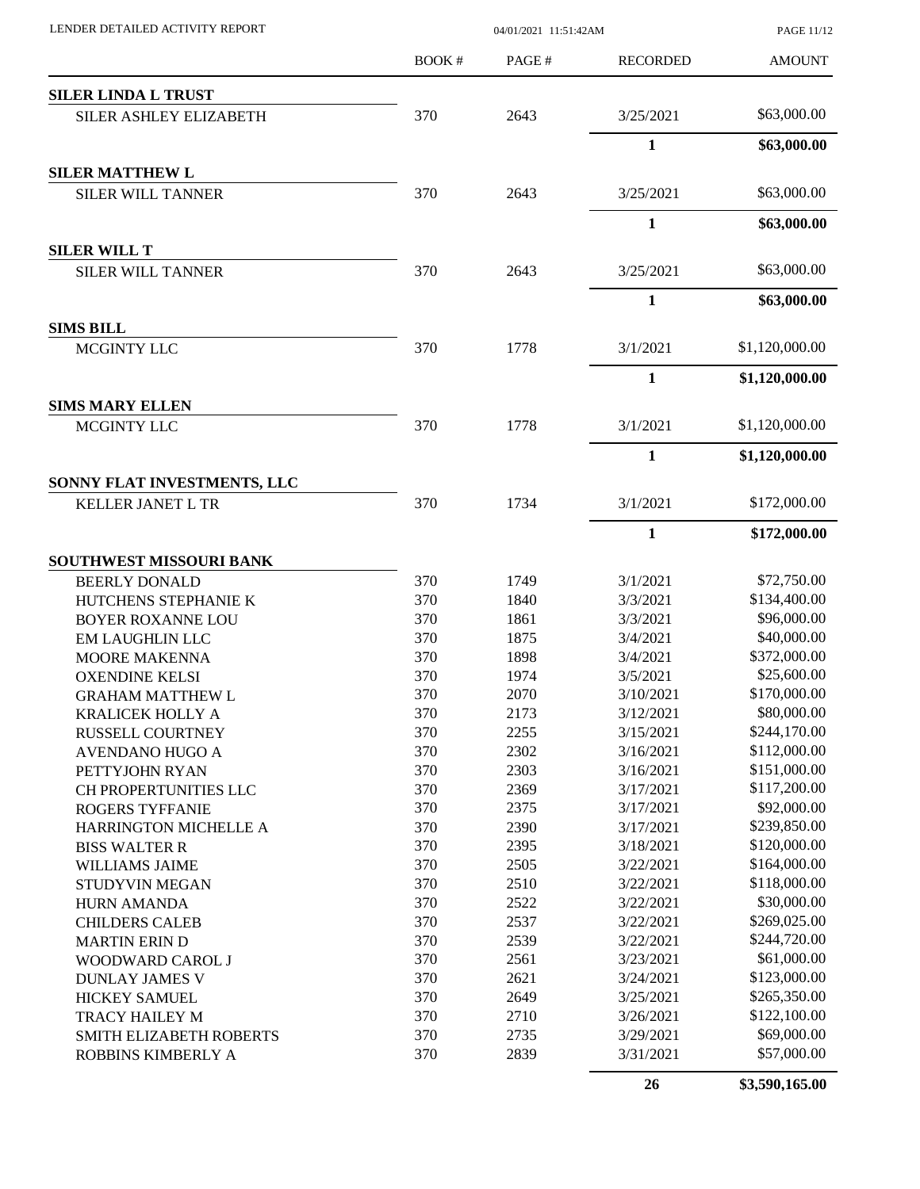| | BOOK # | PAGE # | RECORDED | AMOUNT |
|---|---|---|---|---|
| **SILER LINDA L TRUST** | | | | |
| SILER ASHLEY ELIZABETH | 370 | 2643 | 3/25/2021 | $63,000.00 |
| | | | **1** | **$63,000.00** |
| **SILER MATTHEW L** | | | | |
| SILER WILL TANNER | 370 | 2643 | 3/25/2021 | $63,000.00 |
| | | | **1** | **$63,000.00** |
| **SILER WILL T** | | | | |
| SILER WILL TANNER | 370 | 2643 | 3/25/2021 | $63,000.00 |
| | | | **1** | **$63,000.00** |
| **SIMS BILL** | | | | |
| MCGINTY LLC | 370 | 1778 | 3/1/2021 | $1,120,000.00 |
| | | | **1** | **$1,120,000.00** |
| **SIMS MARY ELLEN** | | | | |
| MCGINTY LLC | 370 | 1778 | 3/1/2021 | $1,120,000.00 |
| | | | **1** | **$1,120,000.00** |
| **SONNY FLAT INVESTMENTS, LLC** | | | | |
| KELLER JANET L TR | 370 | 1734 | 3/1/2021 | $172,000.00 |
| | | | **1** | **$172,000.00** |
| **SOUTHWEST MISSOURI BANK** | | | | |
| BEERLY DONALD | 370 | 1749 | 3/1/2021 | $72,750.00 |
| HUTCHENS STEPHANIE K | 370 | 1840 | 3/3/2021 | $134,400.00 |
| BOYER ROXANNE LOU | 370 | 1861 | 3/3/2021 | $96,000.00 |
| EM LAUGHLIN LLC | 370 | 1875 | 3/4/2021 | $40,000.00 |
| MOORE MAKENNA | 370 | 1898 | 3/4/2021 | $372,000.00 |
| OXENDINE KELSI | 370 | 1974 | 3/5/2021 | $25,600.00 |
| GRAHAM MATTHEW L | 370 | 2070 | 3/10/2021 | $170,000.00 |
| KRALICEK HOLLY A | 370 | 2173 | 3/12/2021 | $80,000.00 |
| RUSSELL COURTNEY | 370 | 2255 | 3/15/2021 | $244,170.00 |
| AVENDANO HUGO A | 370 | 2302 | 3/16/2021 | $112,000.00 |
| PETTYJOHN RYAN | 370 | 2303 | 3/16/2021 | $151,000.00 |
| CH PROPERTUNITIES LLC | 370 | 2369 | 3/17/2021 | $117,200.00 |
| ROGERS TYFFANIE | 370 | 2375 | 3/17/2021 | $92,000.00 |
| HARRINGTON MICHELLE A | 370 | 2390 | 3/17/2021 | $239,850.00 |
| BISS WALTER R | 370 | 2395 | 3/18/2021 | $120,000.00 |
| WILLIAMS JAIME | 370 | 2505 | 3/22/2021 | $164,000.00 |
| STUDYVIN MEGAN | 370 | 2510 | 3/22/2021 | $118,000.00 |
| HURN AMANDA | 370 | 2522 | 3/22/2021 | $30,000.00 |
| CHILDERS CALEB | 370 | 2537 | 3/22/2021 | $269,025.00 |
| MARTIN ERIN D | 370 | 2539 | 3/22/2021 | $244,720.00 |
| WOODWARD CAROL J | 370 | 2561 | 3/23/2021 | $61,000.00 |
| DUNLAY JAMES V | 370 | 2621 | 3/24/2021 | $123,000.00 |
| HICKEY SAMUEL | 370 | 2649 | 3/25/2021 | $265,350.00 |
| TRACY HAILEY M | 370 | 2710 | 3/26/2021 | $122,100.00 |
| SMITH ELIZABETH ROBERTS | 370 | 2735 | 3/29/2021 | $69,000.00 |
| ROBBINS KIMBERLY A | 370 | 2839 | 3/31/2021 | $57,000.00 |
| | | | **26** | **$3,590,165.00** |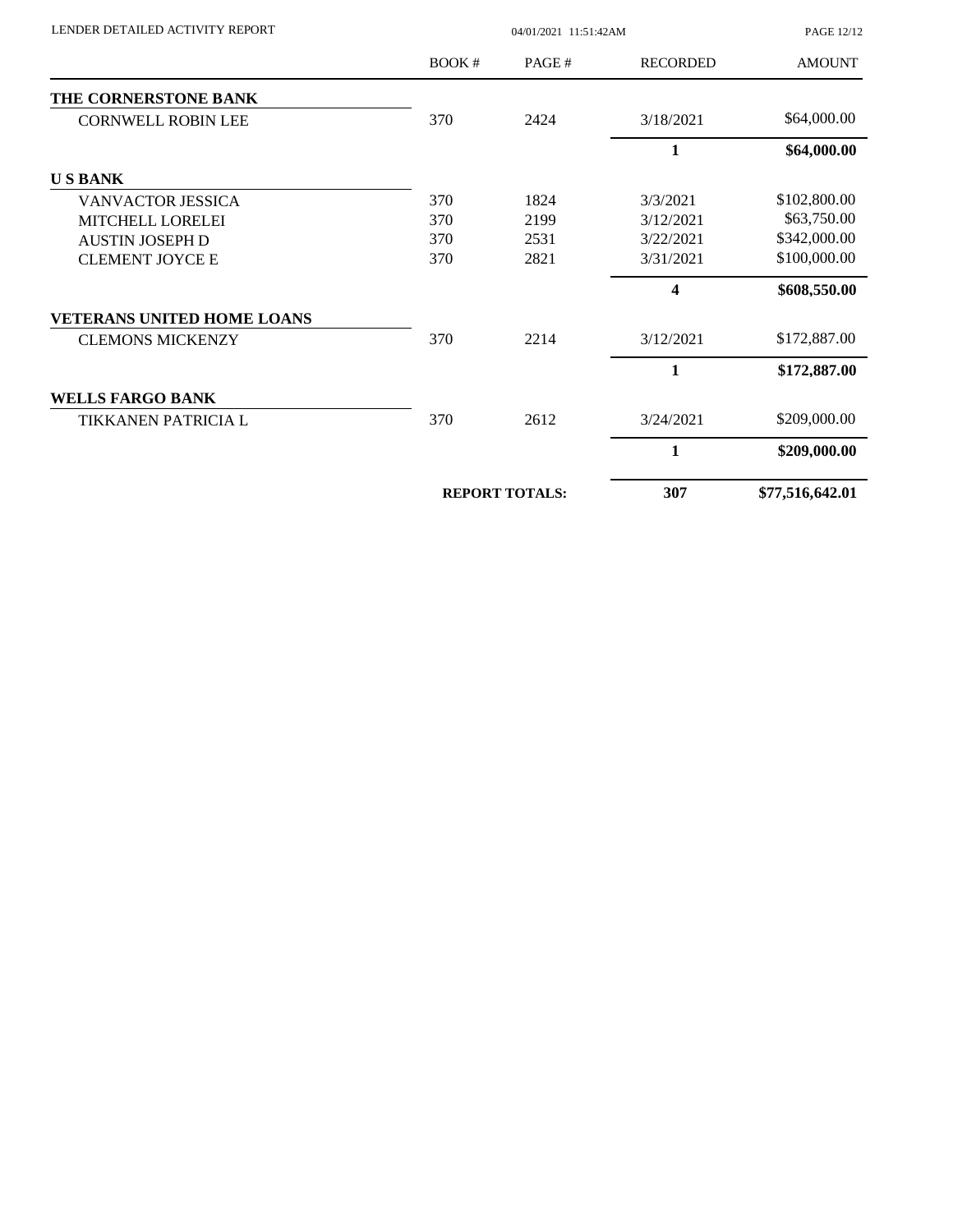| | BOOK # | PAGE # | RECORDED | AMOUNT |
|---|---|---|---|---|
| **THE CORNERSTONE BANK** | | | | |
| CORNWELL ROBIN LEE | 370 | 2424 | 3/18/2021 | $64,000.00 |
| | | | **1** | **$64,000.00** |
| **U S BANK** | | | | |
| VANVACTOR JESSICA | 370 | 1824 | 3/3/2021 | $102,800.00 |
| MITCHELL LORELEI | 370 | 2199 | 3/12/2021 | $63,750.00 |
| AUSTIN JOSEPH D | 370 | 2531 | 3/22/2021 | $342,000.00 |
| CLEMENT JOYCE E | 370 | 2821 | 3/31/2021 | $100,000.00 |
| | | | **4** | **$608,550.00** |
| **VETERANS UNITED HOME LOANS** | | | | |
| CLEMONS MICKENZY | 370 | 2214 | 3/12/2021 | $172,887.00 |
| | | | **1** | **$172,887.00** |
| **WELLS FARGO BANK** | | | | |
| TIKKANEN PATRICIA L | 370 | 2612 | 3/24/2021 | $209,000.00 |
| | | | **1** | **$209,000.00** |
| | **REPORT TOTALS:** | | **307** | **$77,516,642.01** |